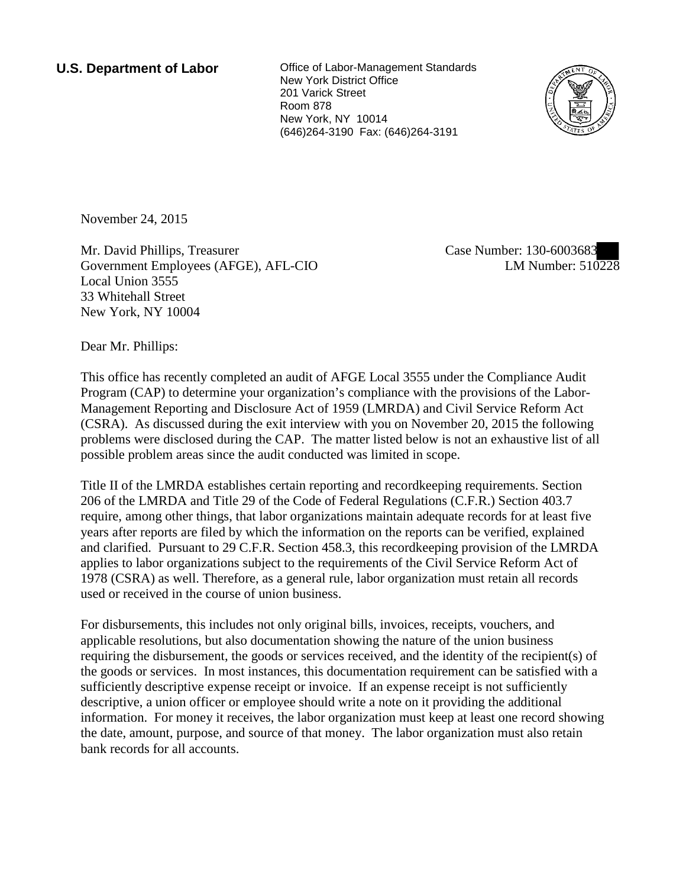**U.S. Department of Labor**

Office of Labor-Management Standards
New York District Office
201 Varick Street
Room 878
New York, NY 10014
(646)264-3190 Fax: (646)264-3191

November 24, 2015

Mr. David Phillips, Treasurer
Government Employees (AFGE), AFL-CIO
Local Union 3555
33 Whitehall Street
New York, NY 10004

Case Number: 130-6003683
LM Number: 510228

Dear Mr. Phillips:

This office has recently completed an audit of AFGE Local 3555 under the Compliance Audit Program (CAP) to determine your organization's compliance with the provisions of the Labor-Management Reporting and Disclosure Act of 1959 (LMRDA) and Civil Service Reform Act (CSRA). As discussed during the exit interview with you on November 20, 2015 the following problems were disclosed during the CAP. The matter listed below is not an exhaustive list of all possible problem areas since the audit conducted was limited in scope.

Title II of the LMRDA establishes certain reporting and recordkeeping requirements. Section 206 of the LMRDA and Title 29 of the Code of Federal Regulations (C.F.R.) Section 403.7 require, among other things, that labor organizations maintain adequate records for at least five years after reports are filed by which the information on the reports can be verified, explained and clarified. Pursuant to 29 C.F.R. Section 458.3, this recordkeeping provision of the LMRDA applies to labor organizations subject to the requirements of the Civil Service Reform Act of 1978 (CSRA) as well. Therefore, as a general rule, labor organization must retain all records used or received in the course of union business.

For disbursements, this includes not only original bills, invoices, receipts, vouchers, and applicable resolutions, but also documentation showing the nature of the union business requiring the disbursement, the goods or services received, and the identity of the recipient(s) of the goods or services. In most instances, this documentation requirement can be satisfied with a sufficiently descriptive expense receipt or invoice. If an expense receipt is not sufficiently descriptive, a union officer or employee should write a note on it providing the additional information. For money it receives, the labor organization must keep at least one record showing the date, amount, purpose, and source of that money. The labor organization must also retain bank records for all accounts.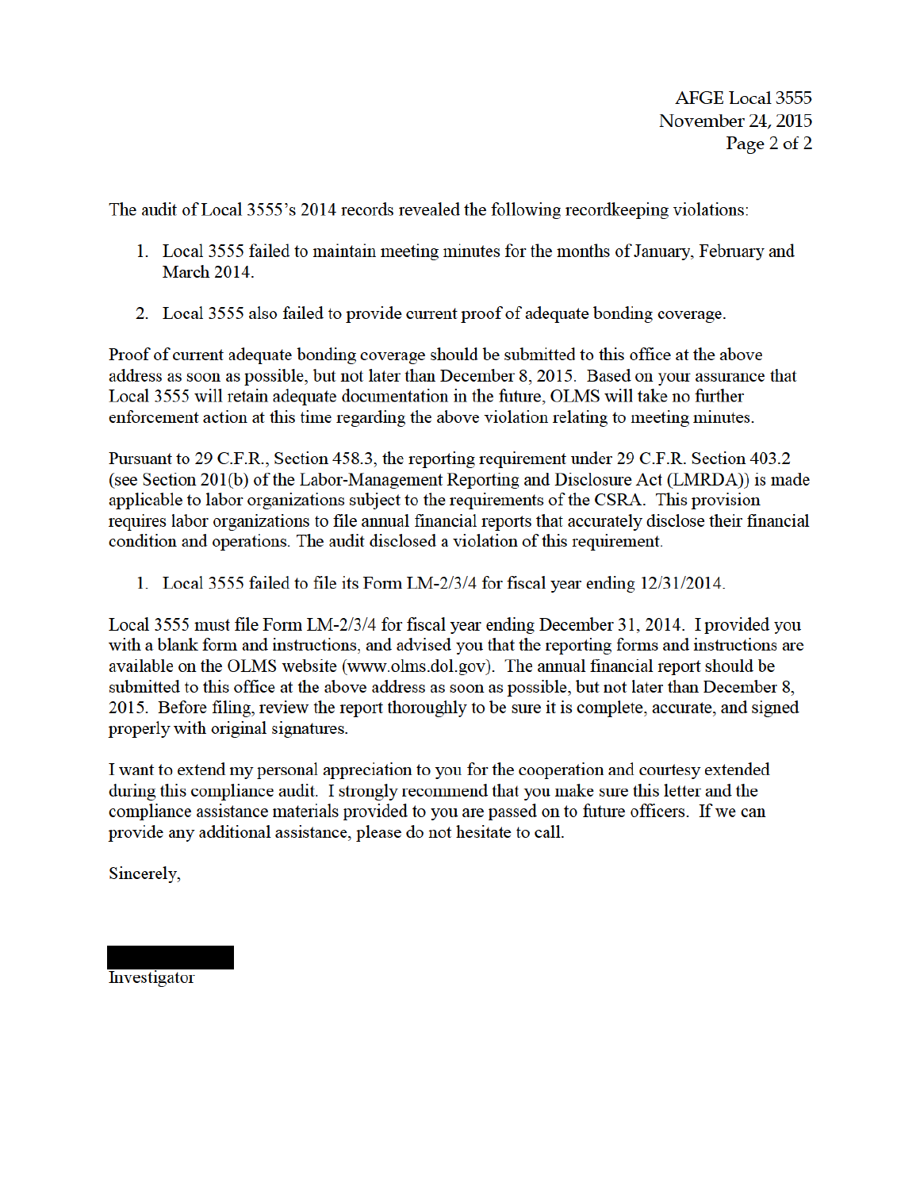The audit of Local 3555's 2014 records revealed the following recordkeeping violations:

1. Local 3555 failed to maintain meeting minutes for the months of January, February and March 2014.

2. Local 3555 also failed to provide current proof of adequate bonding coverage.

Proof of current adequate bonding coverage should be submitted to this office at the above address as soon as possible, but not later than December 8, 2015. Based on your assurance that Local 3555 will retain adequate documentation in the future, OLMS will take no further enforcement action at this time regarding the above violation relating to meeting minutes.

Pursuant to 29 C.F.R., Section 458.3, the reporting requirement under 29 C.F.R. Section 403.2 (see Section 201(b) of the Labor-Management Reporting and Disclosure Act (LMRDA)) is made applicable to labor organizations subject to the requirements of the CSRA. This provision requires labor organizations to file annual financial reports that accurately disclose their financial condition and operations. The audit disclosed a violation of this requirement.

1. Local 3555 failed to file its Form LM-2/3/4 for fiscal year ending 12/31/2014.

Local 3555 must file Form LM-2/3/4 for fiscal year ending December 31, 2014. I provided you with a blank form and instructions, and advised you that the reporting forms and instructions are available on the OLMS website (www.olms.dol.gov). The annual financial report should be submitted to this office at the above address as soon as possible, but not later than December 8, 2015. Before filing, review the report thoroughly to be sure it is complete, accurate, and signed properly with original signatures.

I want to extend my personal appreciation to you for the cooperation and courtesy extended during this compliance audit. I strongly recommend that you make sure this letter and the compliance assistance materials provided to you are passed on to future officers. If we can provide any additional assistance, please do not hesitate to call.

Sincerely,

Investigator